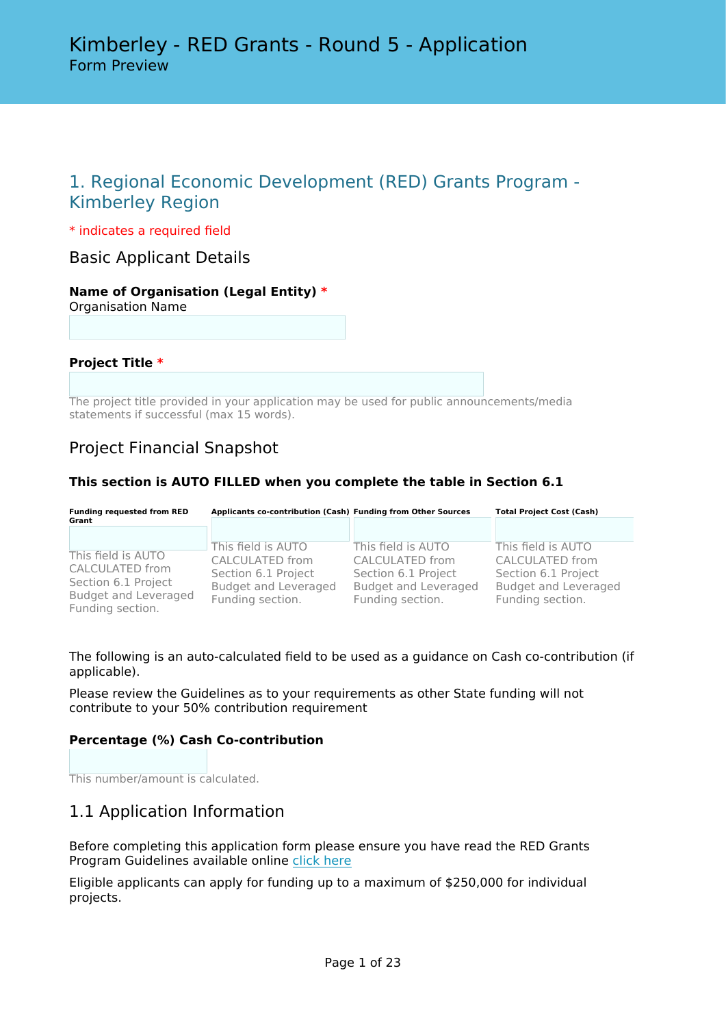# Kimberley - RED Grants - Round 5 - Application

Form Preview

## 1. Regional Economic Development (RED) Grants Program - Kimberley Region

\* indicates a required field

### Basic Applicant Details

**Name of Organisation (Legal Entity) \***

Organisation Name

**Project Title \***

The project title provided in your application may be used for public announcements/media statements if successful (max 15 words).

### Project Financial Snapshot

**This section is AUTO FILLED when you complete the table in Section 6.1**

| Funding requested from RED Grant | Applicants co-contribution (Cash) | Funding from Other Sources | Total Project Cost (Cash) |
|---|---|---|---|
| This field is AUTO CALCULATED from Section 6.1 Project Budget and Leveraged Funding section. | This field is AUTO CALCULATED from Section 6.1 Project Budget and Leveraged Funding section. | This field is AUTO CALCULATED from Section 6.1 Project Budget and Leveraged Funding section. | This field is AUTO CALCULATED from Section 6.1 Project Budget and Leveraged Funding section. |

The following is an auto-calculated field to be used as a guidance on Cash co-contribution (if applicable).

Please review the Guidelines as to your requirements as other State funding will not contribute to your 50% contribution requirement

**Percentage (%) Cash Co-contribution**

This number/amount is calculated.

### 1.1 Application Information

Before completing this application form please ensure you have read the RED Grants Program Guidelines available online click here

Eligible applicants can apply for funding up to a maximum of $250,000 for individual projects.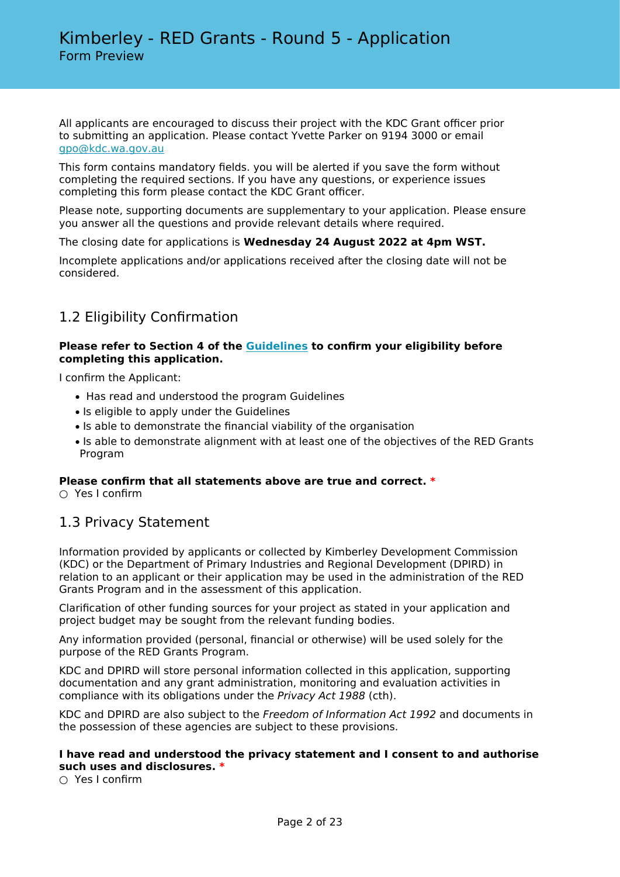# Kimberley - RED Grants - Round 5 - Application

Form Preview

All applicants are encouraged to discuss their project with the KDC Grant officer prior to submitting an application. Please contact Yvette Parker on 9194 3000 or email gpo@kdc.wa.gov.au

This form contains mandatory fields. you will be alerted if you save the form without completing the required sections. If you have any questions, or experience issues completing this form please contact the KDC Grant officer.

Please note, supporting documents are supplementary to your application. Please ensure you answer all the questions and provide relevant details where required.

The closing date for applications is **Wednesday 24 August 2022 at 4pm WST.**

Incomplete applications and/or applications received after the closing date will not be considered.

## 1.2 Eligibility Confirmation

**Please refer to Section 4 of the Guidelines to confirm your eligibility before completing this application.**

I confirm the Applicant:

- Has read and understood the program Guidelines
- Is eligible to apply under the Guidelines
- Is able to demonstrate the financial viability of the organisation
- Is able to demonstrate alignment with at least one of the objectives of the RED Grants Program

**Please confirm that all statements above are true and correct.** *

○ Yes I confirm

## 1.3 Privacy Statement

Information provided by applicants or collected by Kimberley Development Commission (KDC) or the Department of Primary Industries and Regional Development (DPIRD) in relation to an applicant or their application may be used in the administration of the RED Grants Program and in the assessment of this application.

Clarification of other funding sources for your project as stated in your application and project budget may be sought from the relevant funding bodies.

Any information provided (personal, financial or otherwise) will be used solely for the purpose of the RED Grants Program.

KDC and DPIRD will store personal information collected in this application, supporting documentation and any grant administration, monitoring and evaluation activities in compliance with its obligations under the *Privacy Act 1988* (cth).

KDC and DPIRD are also subject to the *Freedom of Information Act 1992* and documents in the possession of these agencies are subject to these provisions.

**I have read and understood the privacy statement and I consent to and authorise such uses and disclosures.** *

○ Yes I confirm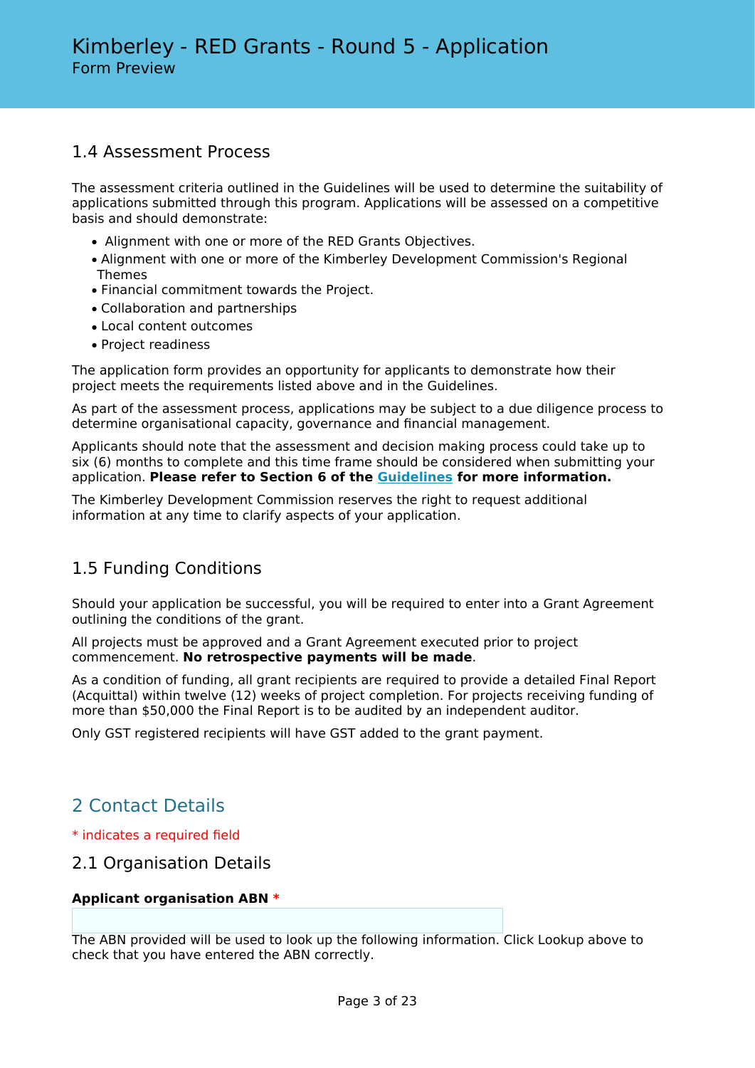## 1.4 Assessment Process

The assessment criteria outlined in the Guidelines will be used to determine the suitability of applications submitted through this program. Applications will be assessed on a competitive basis and should demonstrate:

- Alignment with one or more of the RED Grants Objectives.
- Alignment with one or more of the Kimberley Development Commission's Regional Themes
- Financial commitment towards the Project.
- Collaboration and partnerships
- Local content outcomes
- Project readiness

The application form provides an opportunity for applicants to demonstrate how their project meets the requirements listed above and in the Guidelines.

As part of the assessment process, applications may be subject to a due diligence process to determine organisational capacity, governance and financial management.

Applicants should note that the assessment and decision making process could take up to six (6) months to complete and this time frame should be considered when submitting your application. **Please refer to Section 6 of the Guidelines for more information.**

The Kimberley Development Commission reserves the right to request additional information at any time to clarify aspects of your application.

## 1.5 Funding Conditions

Should your application be successful, you will be required to enter into a Grant Agreement outlining the conditions of the grant.

All projects must be approved and a Grant Agreement executed prior to project commencement. **No retrospective payments will be made**.

As a condition of funding, all grant recipients are required to provide a detailed Final Report (Acquittal) within twelve (12) weeks of project completion. For projects receiving funding of more than $50,000 the Final Report is to be audited by an independent auditor.

Only GST registered recipients will have GST added to the grant payment.

# 2 Contact Details

* indicates a required field

## 2.1 Organisation Details

**Applicant organisation ABN** *

The ABN provided will be used to look up the following information. Click Lookup above to check that you have entered the ABN correctly.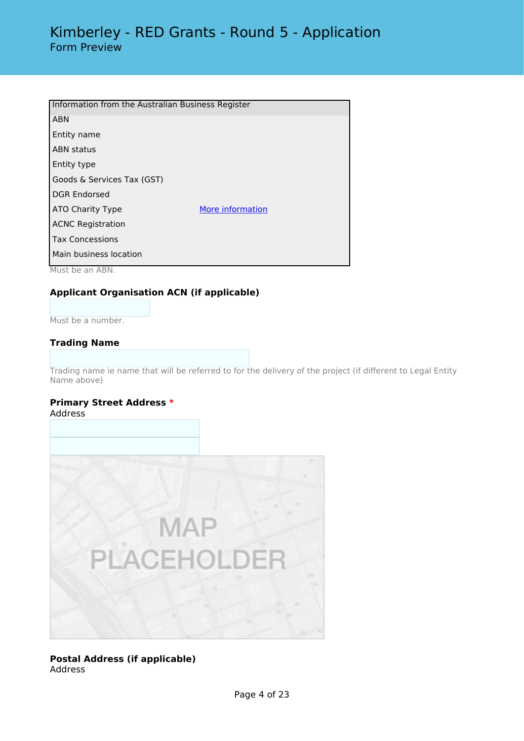| Information from the Australian Business Register | |
|---|---|
| ABN | |
| Entity name | |
| ABN status | |
| Entity type | |
| Goods & Services Tax (GST) | |
| DGR Endorsed | |
| ATO Charity Type | More information |
| ACNC Registration | |
| Tax Concessions | |
| Main business location | |

Must be an ABN.

**Applicant Organisation ACN (if applicable)**

Must be a number.

**Trading Name**

Trading name ie name that will be referred to for the delivery of the project (if different to Legal Entity Name above)

**Primary Street Address** *

Address

MAP PLACEHOLDER

**Postal Address (if applicable)**

Address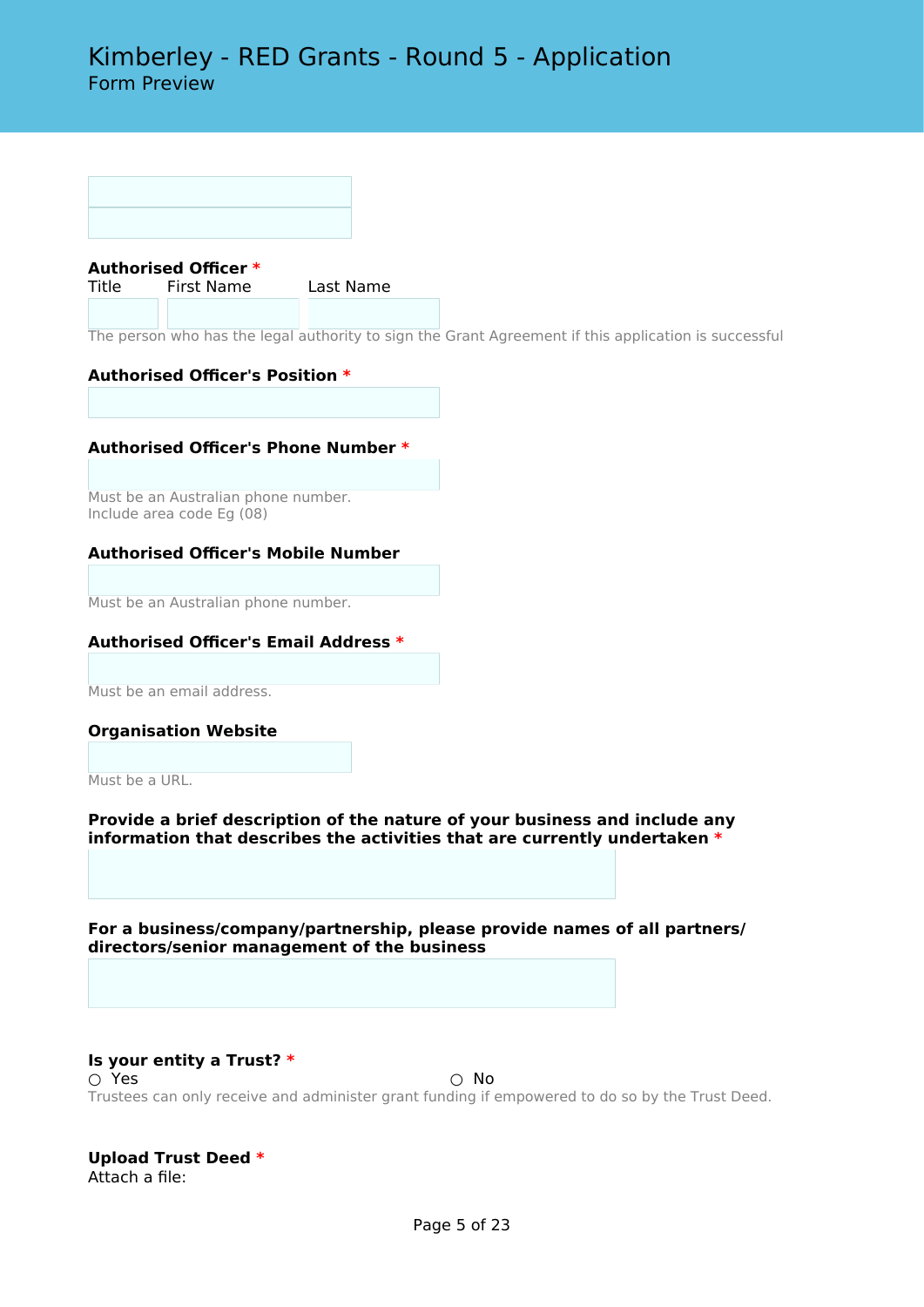# Kimberley - RED Grants - Round 5 - Application

Form Preview

**Authorised Officer** *

Title | First Name | Last Name

The person who has the legal authority to sign the Grant Agreement if this application is successful

**Authorised Officer's Position** *

**Authorised Officer's Phone Number** *

Must be an Australian phone number.
Include area code Eg (08)

**Authorised Officer's Mobile Number**

Must be an Australian phone number.

**Authorised Officer's Email Address** *

Must be an email address.

**Organisation Website**

Must be a URL.

**Provide a brief description of the nature of your business and include any information that describes the activities that are currently undertaken** *

**For a business/company/partnership, please provide names of all partners/ directors/senior management of the business**

**Is your entity a Trust?** *

○ Yes ○ No

Trustees can only receive and administer grant funding if empowered to do so by the Trust Deed.

**Upload Trust Deed** *

Attach a file: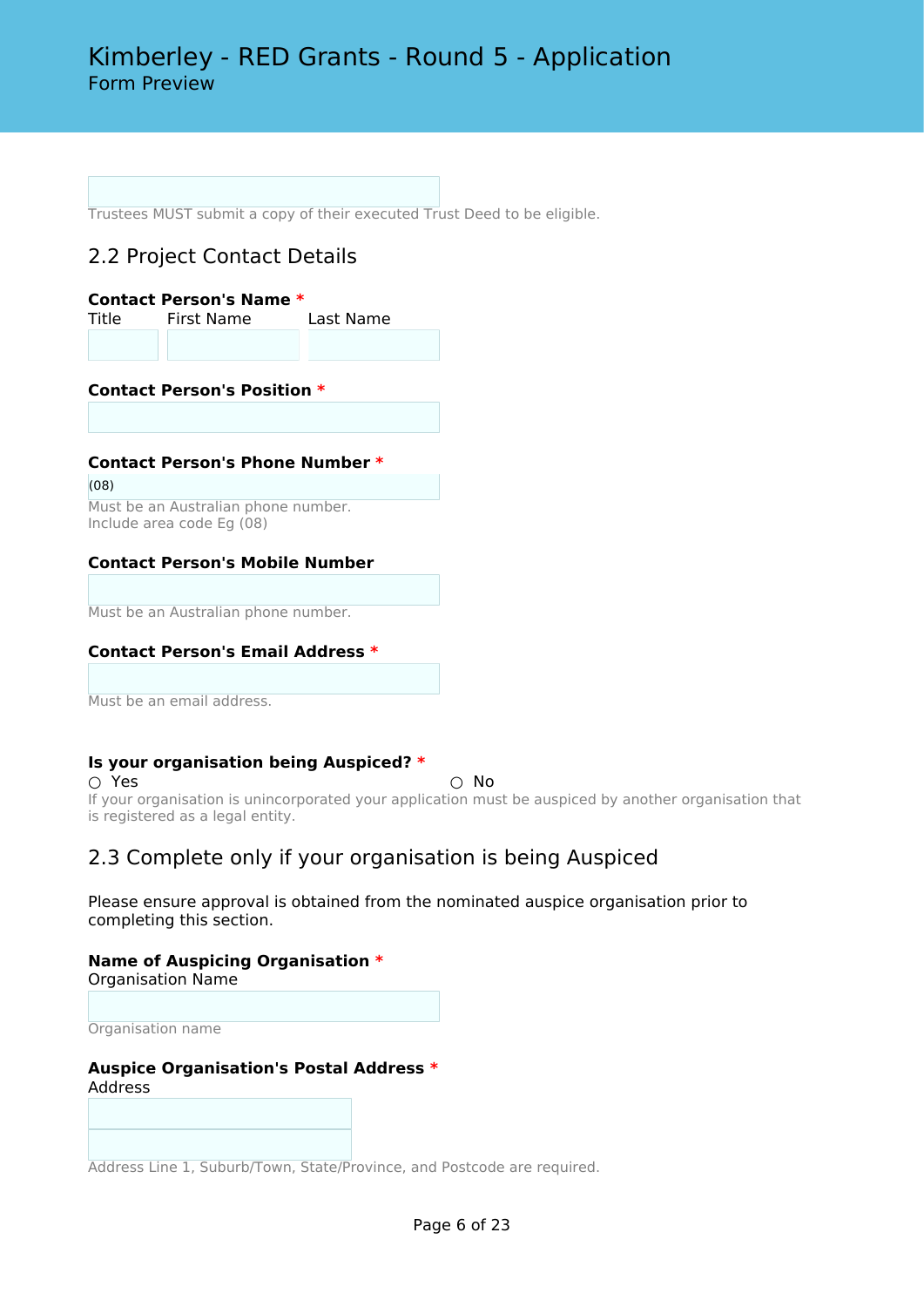Trustees MUST submit a copy of their executed Trust Deed to be eligible.

## 2.2 Project Contact Details

**Contact Person's Name** *

Title　First Name　Last Name

**Contact Person's Position** *

**Contact Person's Phone Number** *

(08)

Must be an Australian phone number.
Include area code Eg (08)

**Contact Person's Mobile Number**

Must be an Australian phone number.

**Contact Person's Email Address** *

Must be an email address.

**Is your organisation being Auspiced?** *

○ Yes　○ No

If your organisation is unincorporated your application must be auspiced by another organisation that is registered as a legal entity.

## 2.3 Complete only if your organisation is being Auspiced

Please ensure approval is obtained from the nominated auspice organisation prior to completing this section.

**Name of Auspicing Organisation** *

Organisation Name

Organisation name

**Auspice Organisation's Postal Address** *

Address

Address Line 1, Suburb/Town, State/Province, and Postcode are required.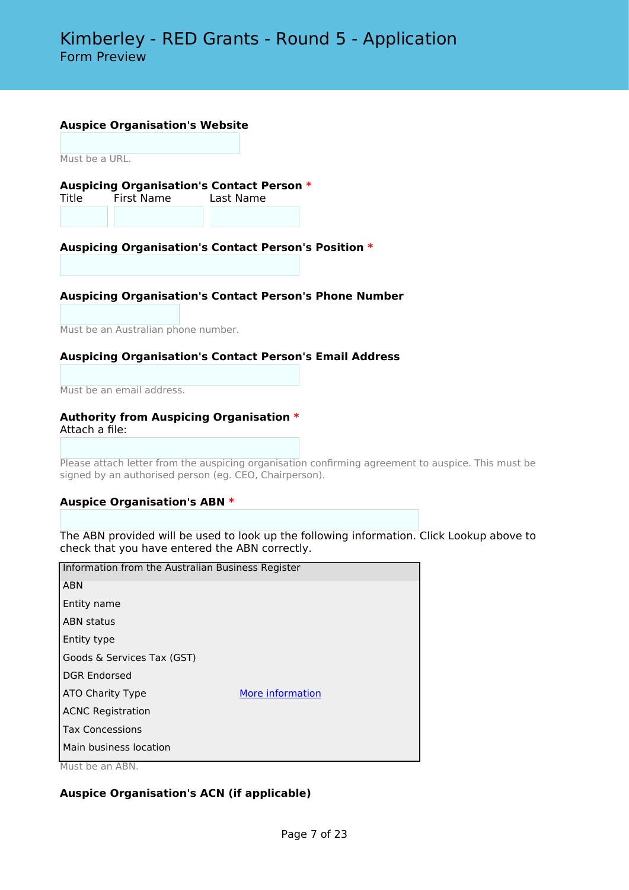# Kimberley - RED Grants - Round 5 - Application

Form Preview

**Auspice Organisation's Website**

Must be a URL.

**Auspicing Organisation's Contact Person** *

Title | First Name | Last Name

**Auspicing Organisation's Contact Person's Position** *

**Auspicing Organisation's Contact Person's Phone Number**

Must be an Australian phone number.

**Auspicing Organisation's Contact Person's Email Address**

Must be an email address.

**Authority from Auspicing Organisation** *

Attach a file:

Please attach letter from the auspicing organisation confirming agreement to auspice. This must be signed by an authorised person (eg. CEO, Chairperson).

**Auspice Organisation's ABN** *

The ABN provided will be used to look up the following information. Click Lookup above to check that you have entered the ABN correctly.

| Information from the Australian Business Register | |
|---|---|
| ABN | |
| Entity name | |
| ABN status | |
| Entity type | |
| Goods & Services Tax (GST) | |
| DGR Endorsed | |
| ATO Charity Type | More information |
| ACNC Registration | |
| Tax Concessions | |
| Main business location | |

Must be an ABN.

**Auspice Organisation's ACN (if applicable)**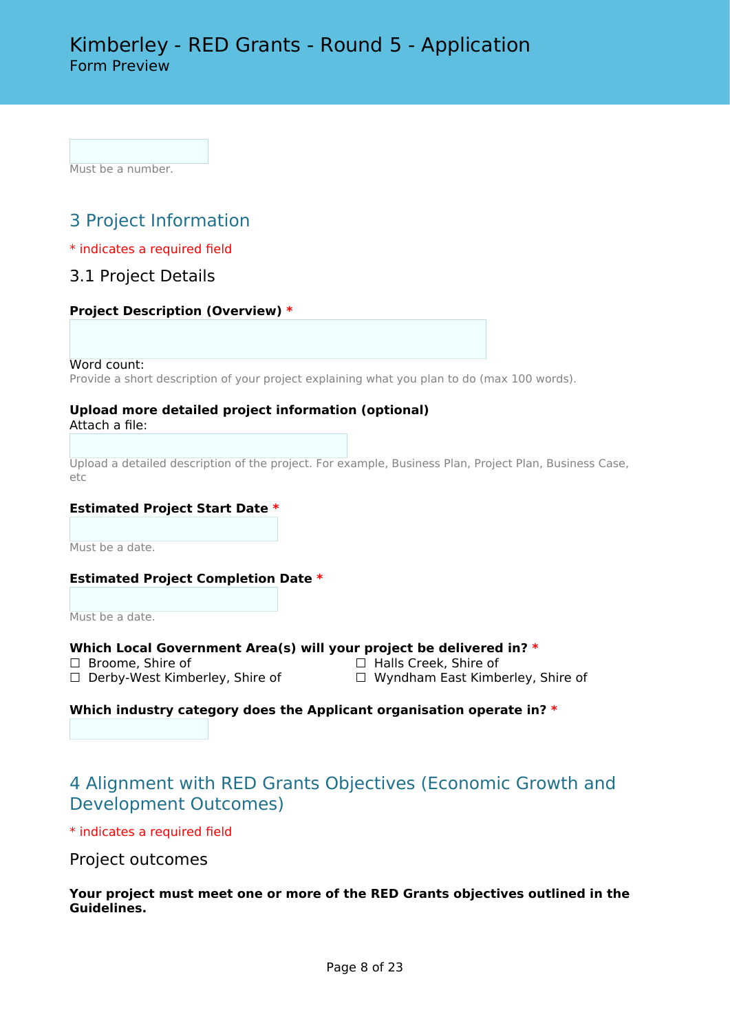Must be a number.

## 3 Project Information

* indicates a required field

### 3.1 Project Details

**Project Description (Overview) ***

Word count:
Provide a short description of your project explaining what you plan to do (max 100 words).

**Upload more detailed project information (optional)**
Attach a file:

Upload a detailed description of the project. For example, Business Plan, Project Plan, Business Case, etc

**Estimated Project Start Date ***

Must be a date.

**Estimated Project Completion Date ***

Must be a date.

**Which Local Government Area(s) will your project be delivered in? ***

☐ Broome, Shire of
☐ Derby-West Kimberley, Shire of
☐ Halls Creek, Shire of
☐ Wyndham East Kimberley, Shire of

**Which industry category does the Applicant organisation operate in? ***

## 4 Alignment with RED Grants Objectives (Economic Growth and Development Outcomes)

* indicates a required field

### Project outcomes

**Your project must meet one or more of the RED Grants objectives outlined in the Guidelines.**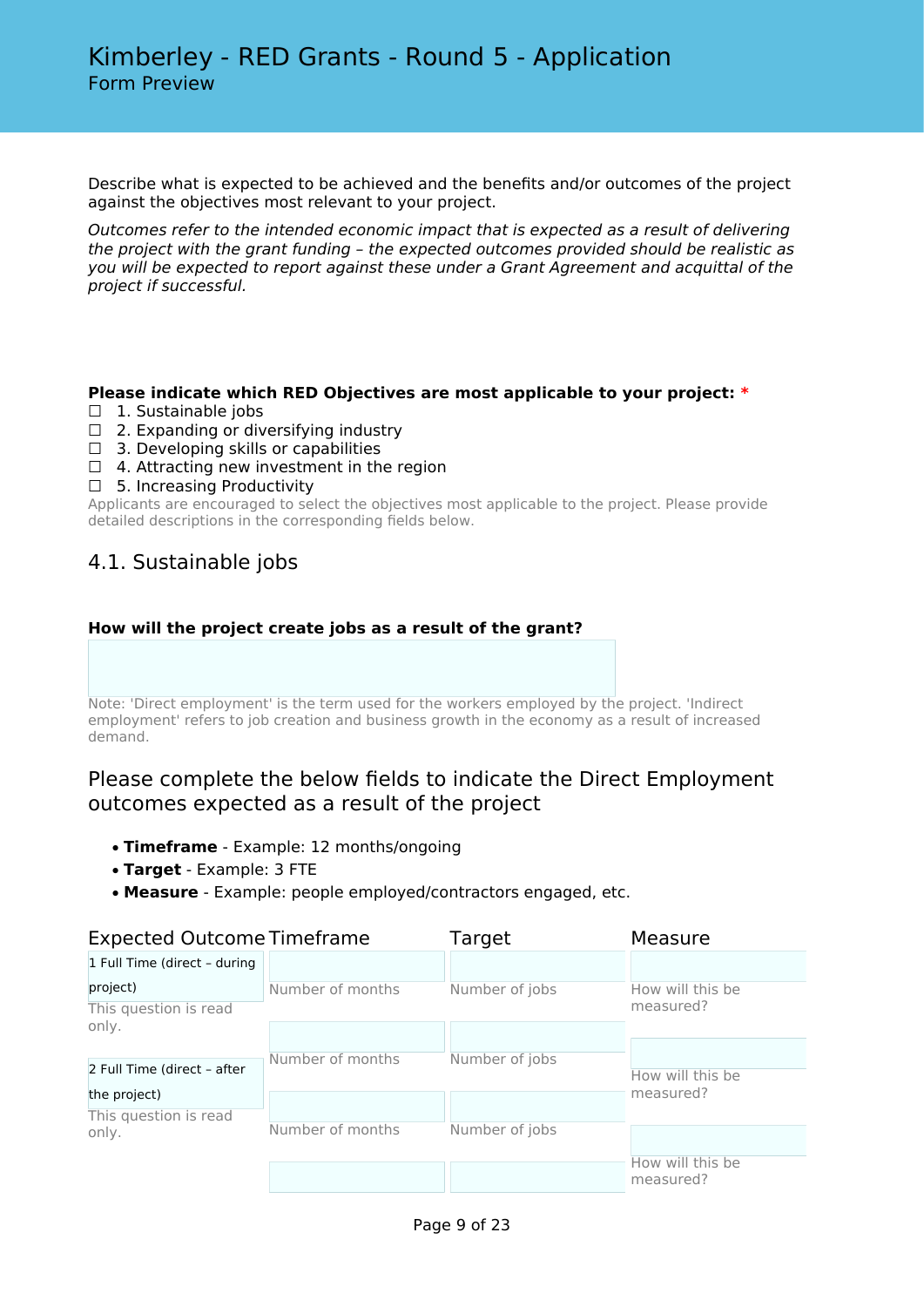# Kimberley - RED Grants - Round 5 - Application

Form Preview

Describe what is expected to be achieved and the benefits and/or outcomes of the project against the objectives most relevant to your project.

*Outcomes refer to the intended economic impact that is expected as a result of delivering the project with the grant funding – the expected outcomes provided should be realistic as you will be expected to report against these under a Grant Agreement and acquittal of the project if successful.*

**Please indicate which RED Objectives are most applicable to your project:** *

☐ 1. Sustainable jobs
☐ 2. Expanding or diversifying industry
☐ 3. Developing skills or capabilities
☐ 4. Attracting new investment in the region
☐ 5. Increasing Productivity

Applicants are encouraged to select the objectives most applicable to the project. Please provide detailed descriptions in the corresponding fields below.

## 4.1. Sustainable jobs

**How will the project create jobs as a result of the grant?**

Note: 'Direct employment' is the term used for the workers employed by the project. 'Indirect employment' refers to job creation and business growth in the economy as a result of increased demand.

### Please complete the below fields to indicate the Direct Employment outcomes expected as a result of the project

- **Timeframe** - Example: 12 months/ongoing
- **Target** - Example: 3 FTE
- **Measure** - Example: people employed/contractors engaged, etc.

| Expected Outcome | Timeframe | Target | Measure |
|---|---|---|---|
| 1 Full Time (direct – during project)<br>This question is read only. | Number of months | Number of jobs | How will this be measured? |
| | Number of months | Number of jobs | How will this be measured? |
| 2 Full Time (direct – after the project)<br>This question is read only. | Number of months | Number of jobs | How will this be measured? |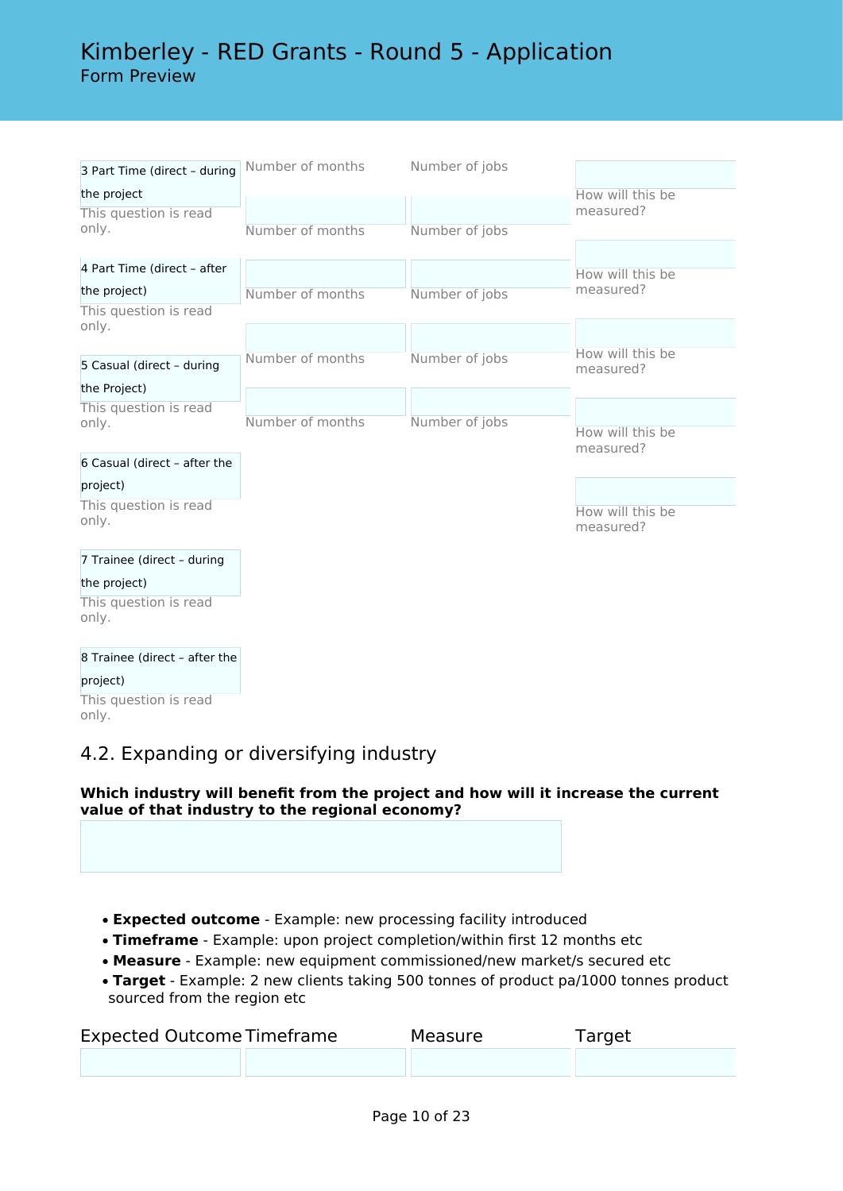| | | | |
|---|---|---|---|
| 3 Part Time (direct – during the project<br>This question is read only. | Number of months | Number of jobs | How will this be measured? |
| 4 Part Time (direct – after the project)<br>This question is read only. | Number of months | Number of jobs | How will this be measured? |
| 5 Casual (direct – during the Project)<br>This question is read only. | Number of months | Number of jobs | How will this be measured? |
| 6 Casual (direct – after the project)<br>This question is read only. | Number of months | Number of jobs | How will this be measured? |
| 7 Trainee (direct – during the project)<br>This question is read only. | Number of months | Number of jobs | How will this be measured? |
| 8 Trainee (direct – after the project)<br>This question is read only. | Number of months | Number of jobs | How will this be measured? |

## 4.2. Expanding or diversifying industry

**Which industry will benefit from the project and how will it increase the current value of that industry to the regional economy?**

- **Expected outcome** - Example: new processing facility introduced
- **Timeframe** - Example: upon project completion/within first 12 months etc
- **Measure** - Example: new equipment commissioned/new market/s secured etc
- **Target** - Example: 2 new clients taking 500 tonnes of product pa/1000 tonnes product sourced from the region etc

| Expected Outcome | Timeframe | Measure | Target |
|---|---|---|---|
| | | | |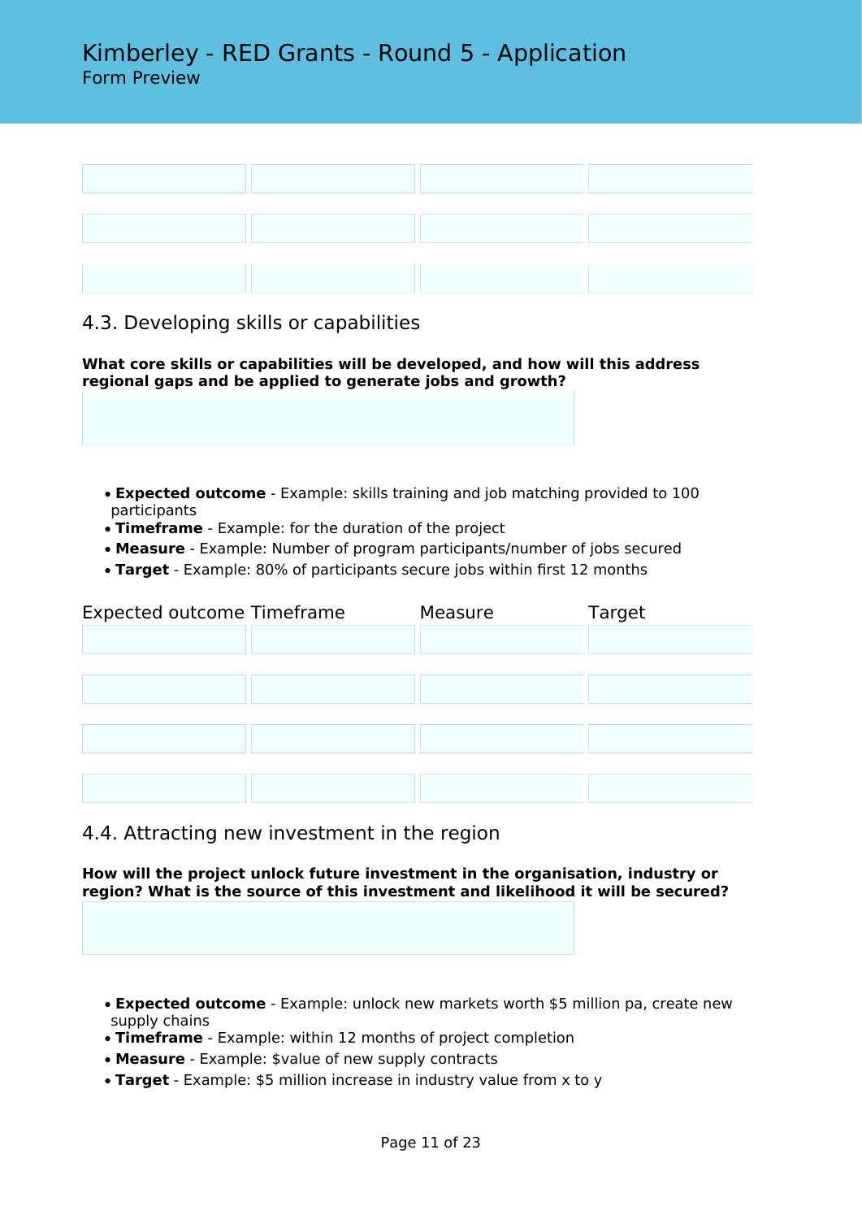| | | | |
|---|---|---|---|
| | | | |
| | | | |
| | | | |

## 4.3. Developing skills or capabilities

**What core skills or capabilities will be developed, and how will this address regional gaps and be applied to generate jobs and growth?**

- **Expected outcome** - Example: skills training and job matching provided to 100 participants
- **Timeframe** - Example: for the duration of the project
- **Measure** - Example: Number of program participants/number of jobs secured
- **Target** - Example: 80% of participants secure jobs within first 12 months

| Expected outcome | Timeframe | Measure | Target |
|---|---|---|---|
| | | | |
| | | | |
| | | | |
| | | | |

## 4.4. Attracting new investment in the region

**How will the project unlock future investment in the organisation, industry or region? What is the source of this investment and likelihood it will be secured?**

- **Expected outcome** - Example: unlock new markets worth $5 million pa, create new supply chains
- **Timeframe** - Example: within 12 months of project completion
- **Measure** - Example: $value of new supply contracts
- **Target** - Example: $5 million increase in industry value from x to y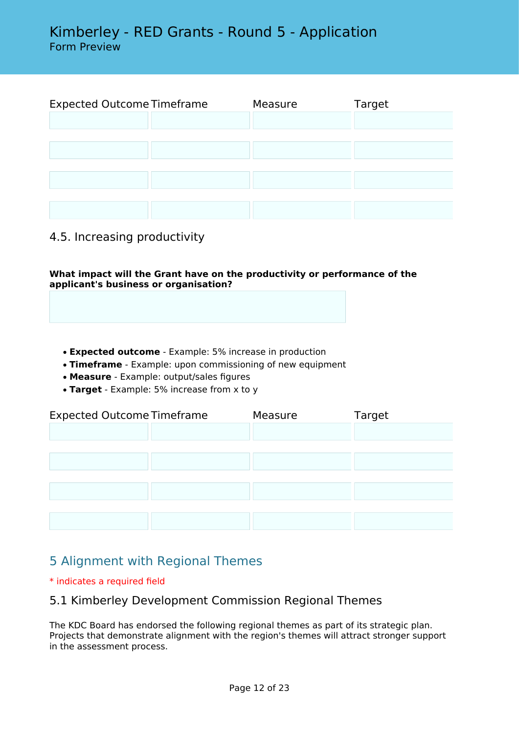| Expected Outcome | Timeframe | Measure | Target |
|---|---|---|---|
| | | | |
| | | | |
| | | | |
| | | | |

### 4.5. Increasing productivity

**What impact will the Grant have on the productivity or performance of the applicant's business or organisation?**

- **Expected outcome** - Example: 5% increase in production
- **Timeframe** - Example: upon commissioning of new equipment
- **Measure** - Example: output/sales figures
- **Target** - Example: 5% increase from x to y

| Expected Outcome | Timeframe | Measure | Target |
|---|---|---|---|
| | | | |
| | | | |
| | | | |
| | | | |

## 5 Alignment with Regional Themes

* indicates a required field

### 5.1 Kimberley Development Commission Regional Themes

The KDC Board has endorsed the following regional themes as part of its strategic plan. Projects that demonstrate alignment with the region's themes will attract stronger support in the assessment process.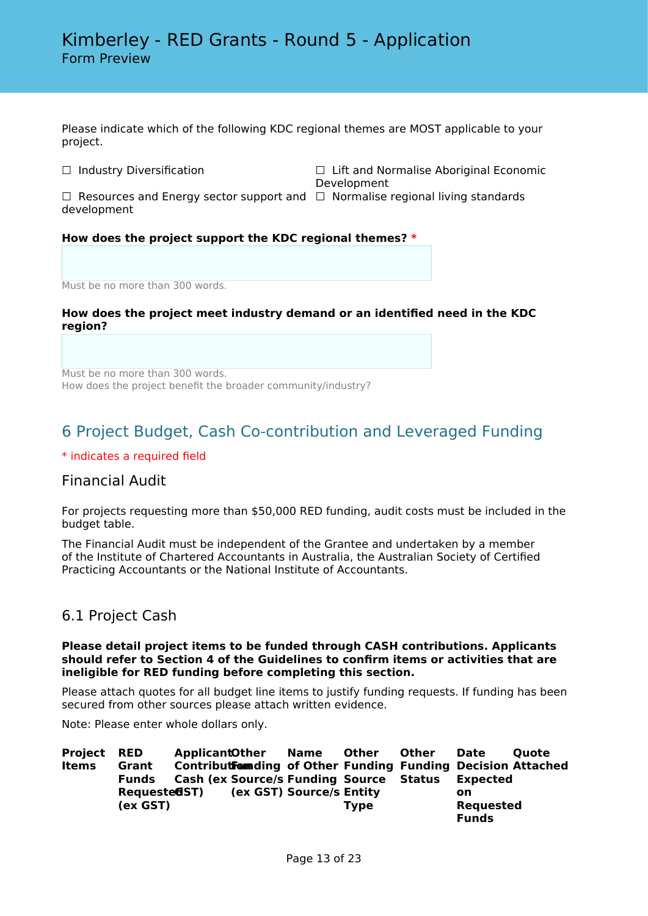# Kimberley - RED Grants - Round 5 - Application
Form Preview

Please indicate which of the following KDC regional themes are MOST applicable to your project.

☐ Industry Diversification

☐ Lift and Normalise Aboriginal Economic Development

☐ Resources and Energy sector support and development

☐ Normalise regional living standards

**How does the project support the KDC regional themes? ***

Must be no more than 300 words.

**How does the project meet industry demand or an identified need in the KDC region?**

Must be no more than 300 words.
How does the project benefit the broader community/industry?

## 6 Project Budget, Cash Co-contribution and Leveraged Funding

* indicates a required field

### Financial Audit

For projects requesting more than $50,000 RED funding, audit costs must be included in the budget table.

The Financial Audit must be independent of the Grantee and undertaken by a member of the Institute of Chartered Accountants in Australia, the Australian Society of Certified Practicing Accountants or the National Institute of Accountants.

### 6.1 Project Cash

**Please detail project items to be funded through CASH contributions. Applicants should refer to Section 4 of the Guidelines to confirm items or activities that are ineligible for RED funding before completing this section.**

Please attach quotes for all budget line items to justify funding requests. If funding has been secured from other sources please attach written evidence.

Note: Please enter whole dollars only.

| Project Items | RED Grant Funds Requested (ex GST) | Applicant Contribution Cash (ex GST) | Other Funding Source/s (ex GST) | Name of Other Funding Source/s | Other Funding Source Entity Type | Other Funding Status | Date Decision Expected on Requested Funds | Quote Attached |
|---|---|---|---|---|---|---|---|---|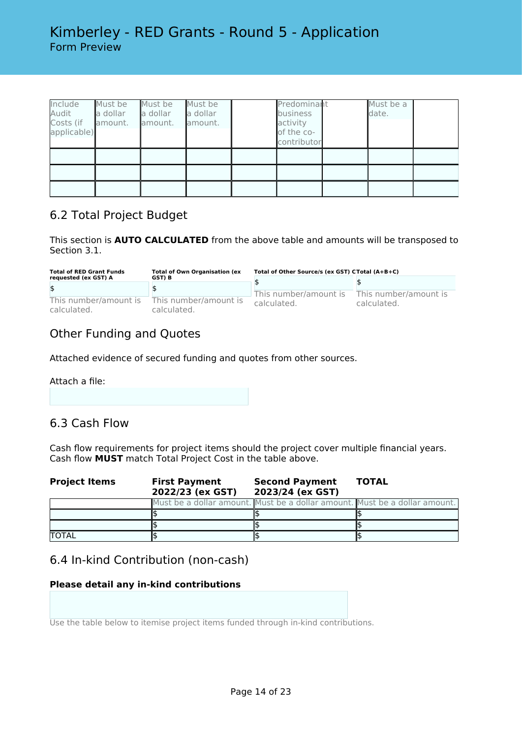# Kimberley - RED Grants - Round 5 - Application
Form Preview

| Include Audit Costs (if applicable) | Must be a dollar amount. | Must be a dollar amount. | Must be a dollar amount. | | Predominant business activity of the co-contributor | | Must be a date. | |
|---|---|---|---|---|---|---|---|---|
| | | | | | | | | |
| | | | | | | | | |
| | | | | | | | | |

## 6.2 Total Project Budget

This section is **AUTO CALCULATED** from the above table and amounts will be transposed to Section 3.1.

| Total of RED Grant Funds requested (ex GST) A | Total of Own Organisation (ex GST) B | Total of Other Source/s (ex GST) C | Total (A+B+C) |
|---|---|---|---|
| $ | $ | $ | $ |
| This number/amount is calculated. | This number/amount is calculated. | This number/amount is calculated. | This number/amount is calculated. |

## Other Funding and Quotes

Attached evidence of secured funding and quotes from other sources.

Attach a file:

## 6.3 Cash Flow

Cash flow requirements for project items should the project cover multiple financial years. Cash flow **MUST** match Total Project Cost in the table above.

| Project Items | First Payment 2022/23 (ex GST) | Second Payment 2023/24 (ex GST) | TOTAL |
|---|---|---|---|
| | Must be a dollar amount. | Must be a dollar amount. | Must be a dollar amount. |
| | $ | $ | $ |
| | $ | $ | $ |
| TOTAL | $ | $ | $ |

## 6.4 In-kind Contribution (non-cash)

**Please detail any in-kind contributions**

Use the table below to itemise project items funded through in-kind contributions.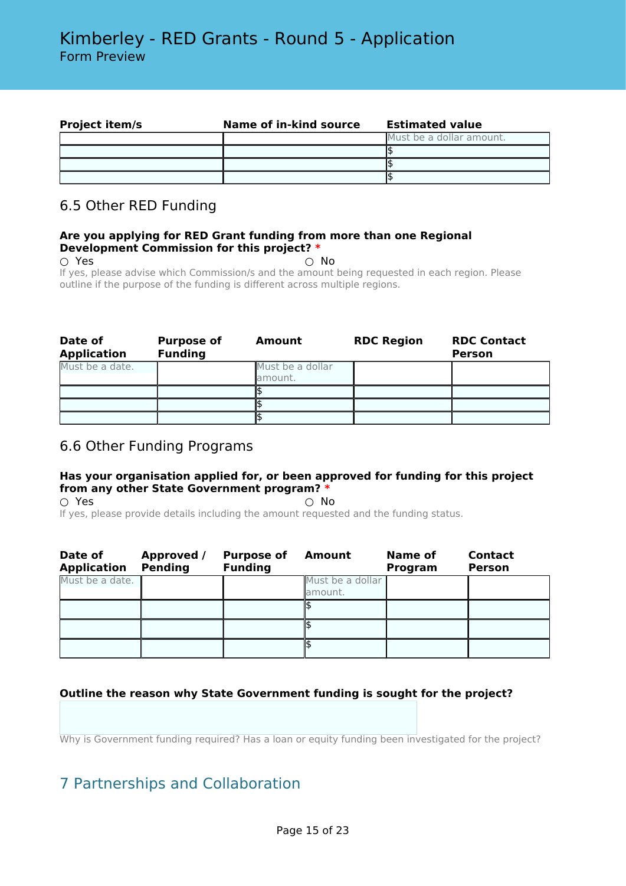| Project item/s | Name of in-kind source | Estimated value |
| --- | --- | --- |
| | | Must be a dollar amount. |
| | | $ |
| | | $ |
| | | $ |

## 6.5 Other RED Funding

**Are you applying for RED Grant funding from more than one Regional Development Commission for this project?** *

○ Yes ○ No

If yes, please advise which Commission/s and the amount being requested in each region. Please outline if the purpose of the funding is different across multiple regions.

| Date of Application | Purpose of Funding | Amount | RDC Region | RDC Contact Person |
| --- | --- | --- | --- | --- |
| Must be a date. | | Must be a dollar amount. | | |
| | | $ | | |
| | | $ | | |
| | | $ | | |

## 6.6 Other Funding Programs

**Has your organisation applied for, or been approved for funding for this project from any other State Government program?** *

○ Yes ○ No

If yes, please provide details including the amount requested and the funding status.

| Date of Application | Approved / Pending | Purpose of Funding | Amount | Name of Program | Contact Person |
| --- | --- | --- | --- | --- | --- |
| Must be a date. | | | Must be a dollar amount. | | |
| | | | $ | | |
| | | | $ | | |
| | | | $ | | |

**Outline the reason why State Government funding is sought for the project?**

Why is Government funding required? Has a loan or equity funding been investigated for the project?

# 7 Partnerships and Collaboration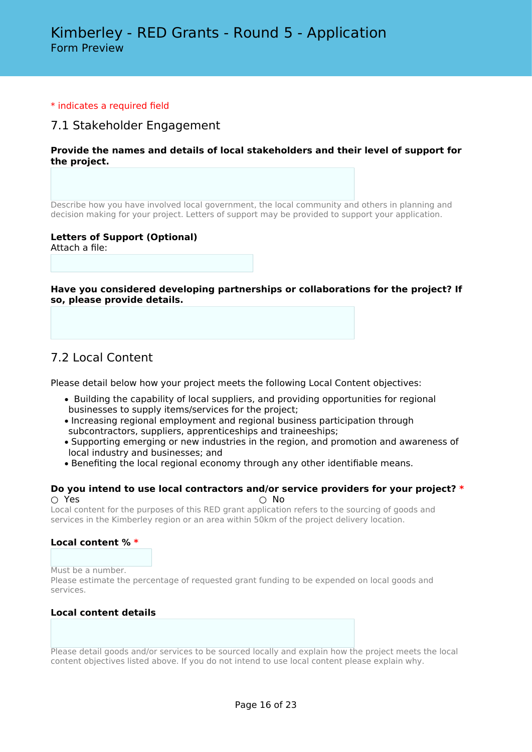# Kimberley - RED Grants - Round 5 - Application

Form Preview

* indicates a required field

## 7.1 Stakeholder Engagement

**Provide the names and details of local stakeholders and their level of support for the project.**

Describe how you have involved local government, the local community and others in planning and decision making for your project. Letters of support may be provided to support your application.

**Letters of Support (Optional)**

Attach a file:

**Have you considered developing partnerships or collaborations for the project? If so, please provide details.**

## 7.2 Local Content

Please detail below how your project meets the following Local Content objectives:

- Building the capability of local suppliers, and providing opportunities for regional businesses to supply items/services for the project;
- Increasing regional employment and regional business participation through subcontractors, suppliers, apprenticeships and traineeships;
- Supporting emerging or new industries in the region, and promotion and awareness of local industry and businesses; and
- Benefiting the local regional economy through any other identifiable means.

**Do you intend to use local contractors and/or service providers for your project?** *

○ Yes ○ No

Local content for the purposes of this RED grant application refers to the sourcing of goods and services in the Kimberley region or an area within 50km of the project delivery location.

**Local content %** *

Must be a number.

Please estimate the percentage of requested grant funding to be expended on local goods and services.

**Local content details**

Please detail goods and/or services to be sourced locally and explain how the project meets the local content objectives listed above. If you do not intend to use local content please explain why.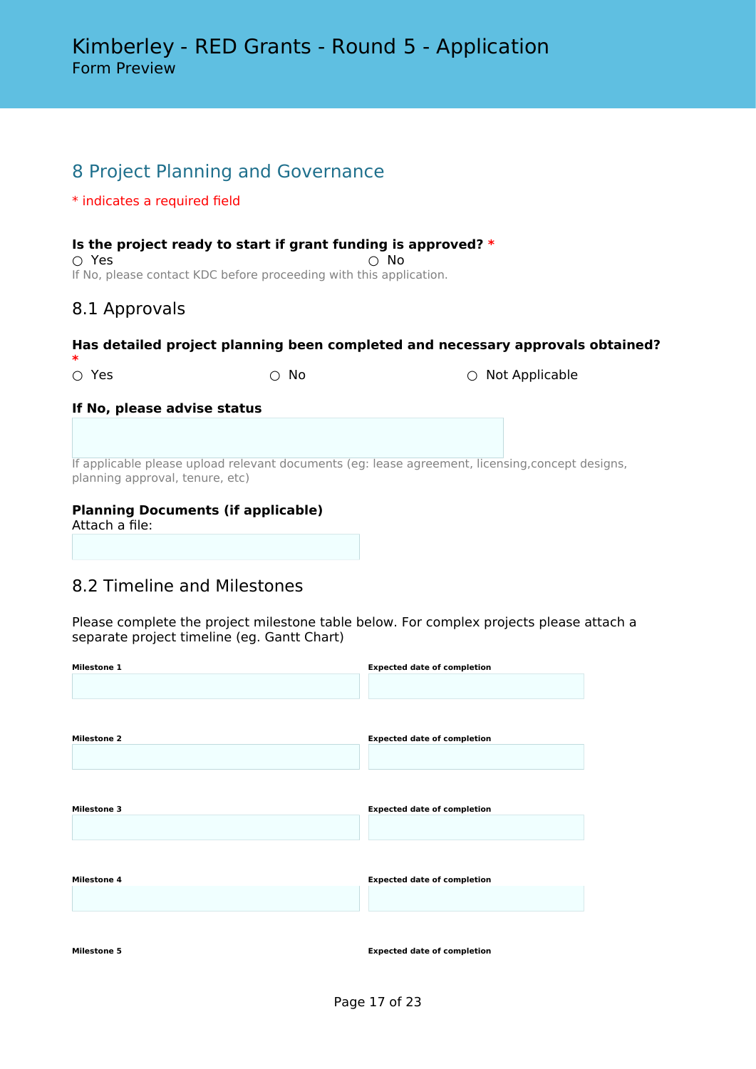# Kimberley - RED Grants - Round 5 - Application

Form Preview

## 8 Project Planning and Governance

\* indicates a required field

**Is the project ready to start if grant funding is approved? \***

○ Yes ○ No

If No, please contact KDC before proceeding with this application.

### 8.1 Approvals

**Has detailed project planning been completed and necessary approvals obtained? \***

○ Yes ○ No ○ Not Applicable

**If No, please advise status**

If applicable please upload relevant documents (eg: lease agreement, licensing,concept designs, planning approval, tenure, etc)

**Planning Documents (if applicable)**

Attach a file:

### 8.2 Timeline and Milestones

Please complete the project milestone table below. For complex projects please attach a separate project timeline (eg. Gantt Chart)

| Milestone | Expected date of completion |
|---|---|
| **Milestone 1** | |
| **Milestone 2** | |
| **Milestone 3** | |
| **Milestone 4** | |
| **Milestone 5** | |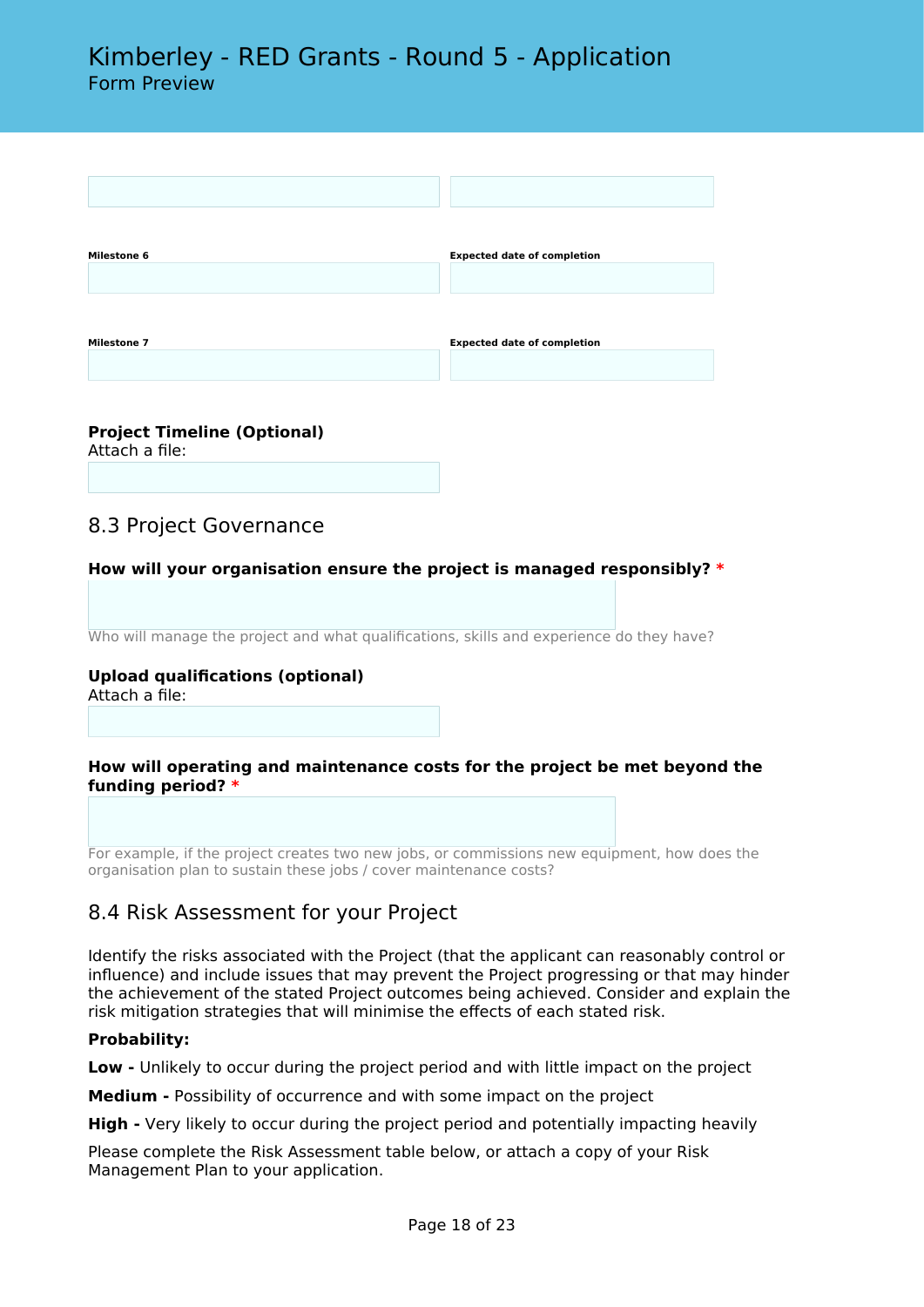**Milestone 6** | **Expected date of completion**

**Milestone 7** | **Expected date of completion**

**Project Timeline (Optional)**
Attach a file:

## 8.3 Project Governance

**How will your organisation ensure the project is managed responsibly?** *

Who will manage the project and what qualifications, skills and experience do they have?

**Upload qualifications (optional)**
Attach a file:

**How will operating and maintenance costs for the project be met beyond the funding period?** *

For example, if the project creates two new jobs, or commissions new equipment, how does the organisation plan to sustain these jobs / cover maintenance costs?

## 8.4 Risk Assessment for your Project

Identify the risks associated with the Project (that the applicant can reasonably control or influence) and include issues that may prevent the Project progressing or that may hinder the achievement of the stated Project outcomes being achieved. Consider and explain the risk mitigation strategies that will minimise the effects of each stated risk.

**Probability:**

**Low -** Unlikely to occur during the project period and with little impact on the project

**Medium -** Possibility of occurrence and with some impact on the project

**High -** Very likely to occur during the project period and potentially impacting heavily

Please complete the Risk Assessment table below, or attach a copy of your Risk Management Plan to your application.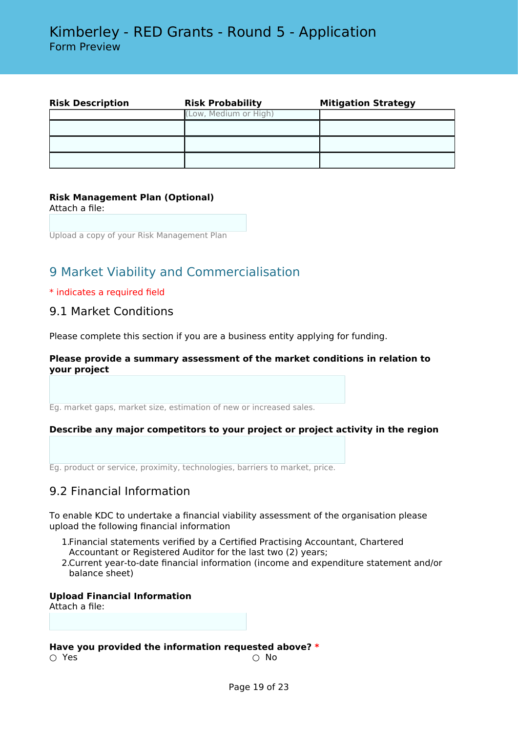| Risk Description | Risk Probability | Mitigation Strategy |
|---|---|---|
| | (Low, Medium or High) | |
| | | |
| | | |
| | | |

**Risk Management Plan (Optional)**
Attach a file:

Upload a copy of your Risk Management Plan

## 9 Market Viability and Commercialisation

* indicates a required field

### 9.1 Market Conditions

Please complete this section if you are a business entity applying for funding.

**Please provide a summary assessment of the market conditions in relation to your project**

Eg. market gaps, market size, estimation of new or increased sales.

**Describe any major competitors to your project or project activity in the region**

Eg. product or service, proximity, technologies, barriers to market, price.

### 9.2 Financial Information

To enable KDC to undertake a financial viability assessment of the organisation please upload the following financial information

1. Financial statements verified by a Certified Practising Accountant, Chartered Accountant or Registered Auditor for the last two (2) years;
2. Current year-to-date financial information (income and expenditure statement and/or balance sheet)

**Upload Financial Information**
Attach a file:

**Have you provided the information requested above?** *

○ Yes ○ No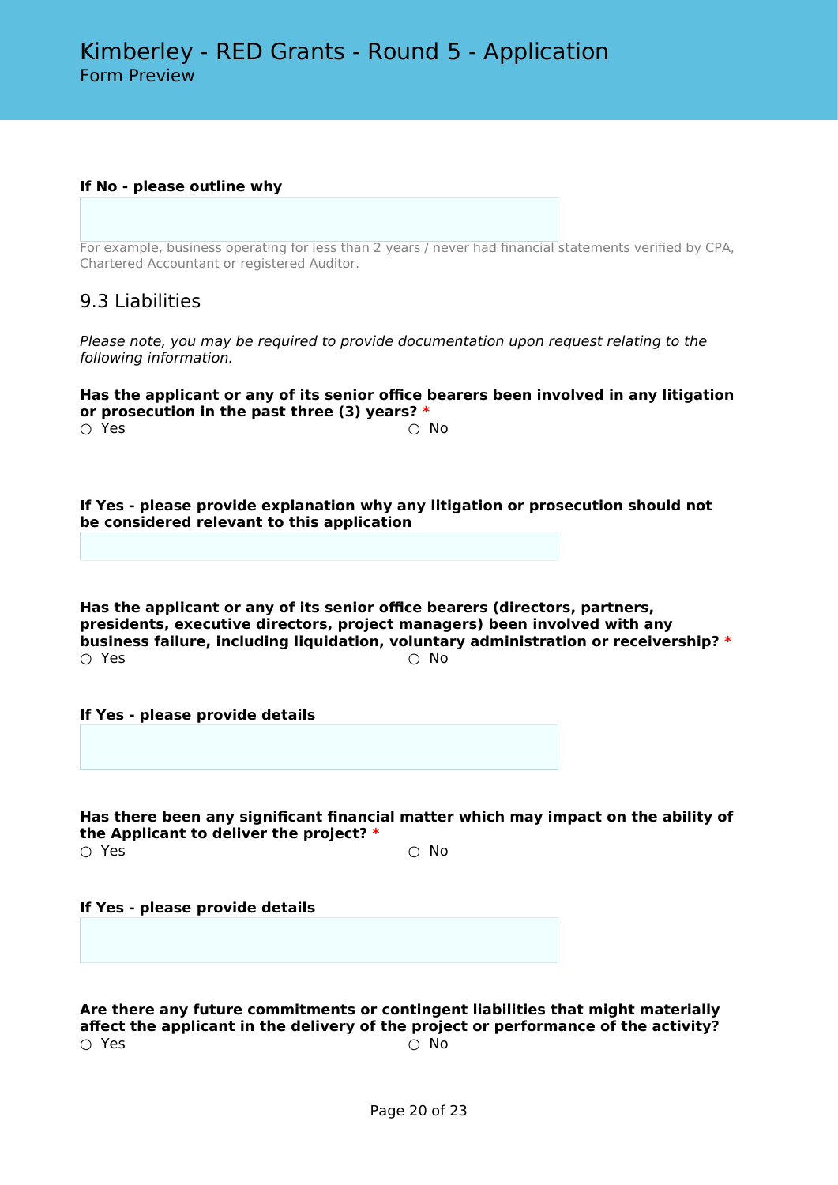**If No - please outline why**

For example, business operating for less than 2 years / never had financial statements verified by CPA, Chartered Accountant or registered Auditor.

## 9.3 Liabilities

*Please note, you may be required to provide documentation upon request relating to the following information.*

**Has the applicant or any of its senior office bearers been involved in any litigation or prosecution in the past three (3) years?** *

○ Yes ○ No

**If Yes - please provide explanation why any litigation or prosecution should not be considered relevant to this application**

**Has the applicant or any of its senior office bearers (directors, partners, presidents, executive directors, project managers) been involved with any business failure, including liquidation, voluntary administration or receivership?** *

○ Yes ○ No

**If Yes - please provide details**

**Has there been any significant financial matter which may impact on the ability of the Applicant to deliver the project?** *

○ Yes ○ No

**If Yes - please provide details**

**Are there any future commitments or contingent liabilities that might materially affect the applicant in the delivery of the project or performance of the activity?**

○ Yes ○ No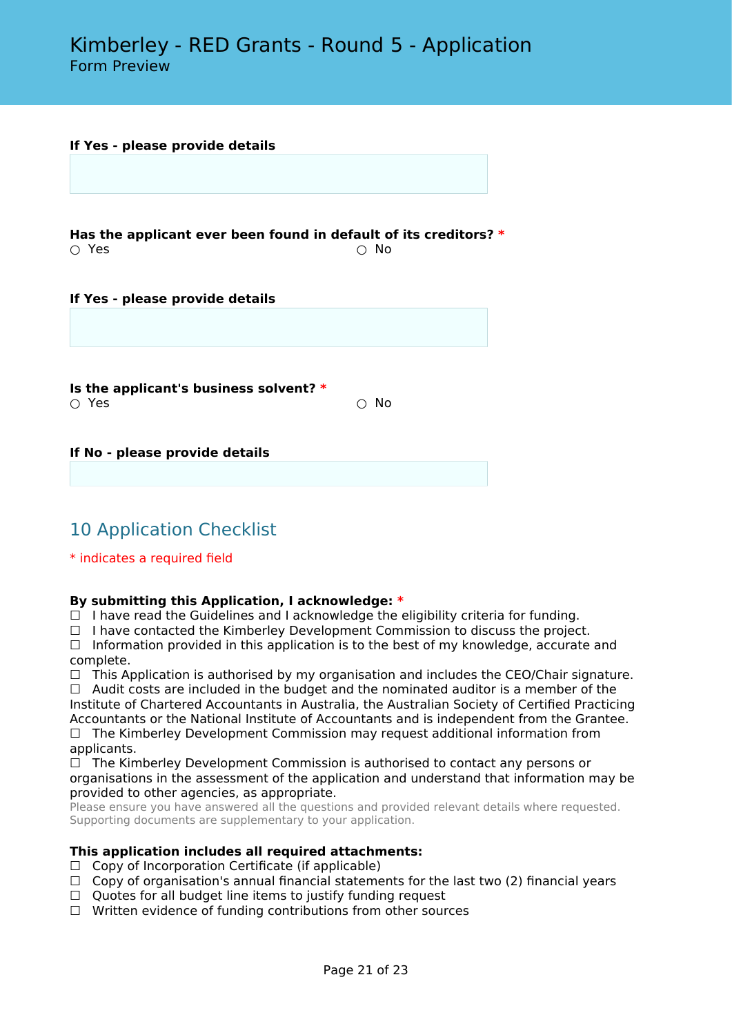**If Yes - please provide details**

**Has the applicant ever been found in default of its creditors?** *

○ Yes ○ No

**If Yes - please provide details**

**Is the applicant's business solvent?** *

○ Yes ○ No

**If No - please provide details**

## 10 Application Checklist

* indicates a required field

**By submitting this Application, I acknowledge:** *

☐ I have read the Guidelines and I acknowledge the eligibility criteria for funding.
☐ I have contacted the Kimberley Development Commission to discuss the project.
☐ Information provided in this application is to the best of my knowledge, accurate and complete.
☐ This Application is authorised by my organisation and includes the CEO/Chair signature.
☐ Audit costs are included in the budget and the nominated auditor is a member of the Institute of Chartered Accountants in Australia, the Australian Society of Certified Practicing Accountants or the National Institute of Accountants and is independent from the Grantee.
☐ The Kimberley Development Commission may request additional information from applicants.
☐ The Kimberley Development Commission is authorised to contact any persons or organisations in the assessment of the application and understand that information may be provided to other agencies, as appropriate.

Please ensure you have answered all the questions and provided relevant details where requested. Supporting documents are supplementary to your application.

**This application includes all required attachments:**

☐ Copy of Incorporation Certificate (if applicable)
☐ Copy of organisation's annual financial statements for the last two (2) financial years
☐ Quotes for all budget line items to justify funding request
☐ Written evidence of funding contributions from other sources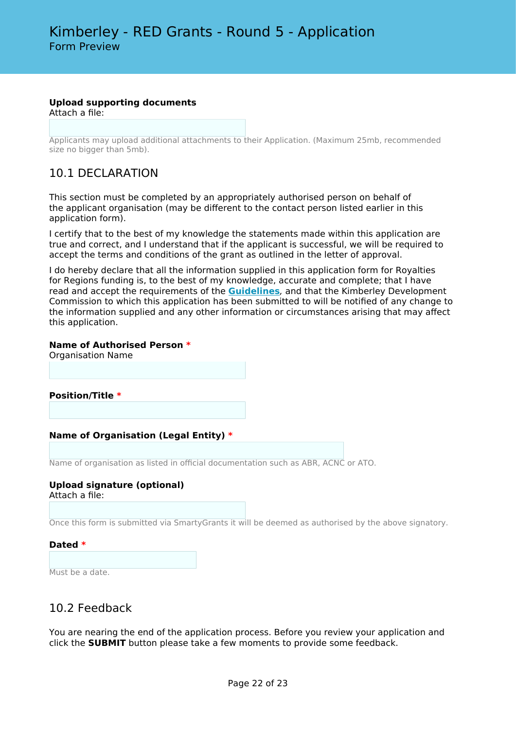**Upload supporting documents**
Attach a file:

Applicants may upload additional attachments to their Application. (Maximum 25mb, recommended size no bigger than 5mb).

## 10.1 DECLARATION

This section must be completed by an appropriately authorised person on behalf of the applicant organisation (may be different to the contact person listed earlier in this application form).

I certify that to the best of my knowledge the statements made within this application are true and correct, and I understand that if the applicant is successful, we will be required to accept the terms and conditions of the grant as outlined in the letter of approval.

I do hereby declare that all the information supplied in this application form for Royalties for Regions funding is, to the best of my knowledge, accurate and complete; that I have read and accept the requirements of the **Guidelines**, and that the Kimberley Development Commission to which this application has been submitted to will be notified of any change to the information supplied and any other information or circumstances arising that may affect this application.

**Name of Authorised Person** *
Organisation Name

**Position/Title** *

**Name of Organisation (Legal Entity)** *

Name of organisation as listed in official documentation such as ABR, ACNC or ATO.

**Upload signature (optional)**
Attach a file:

Once this form is submitted via SmartyGrants it will be deemed as authorised by the above signatory.

**Dated** *

Must be a date.

## 10.2 Feedback

You are nearing the end of the application process. Before you review your application and click the **SUBMIT** button please take a few moments to provide some feedback.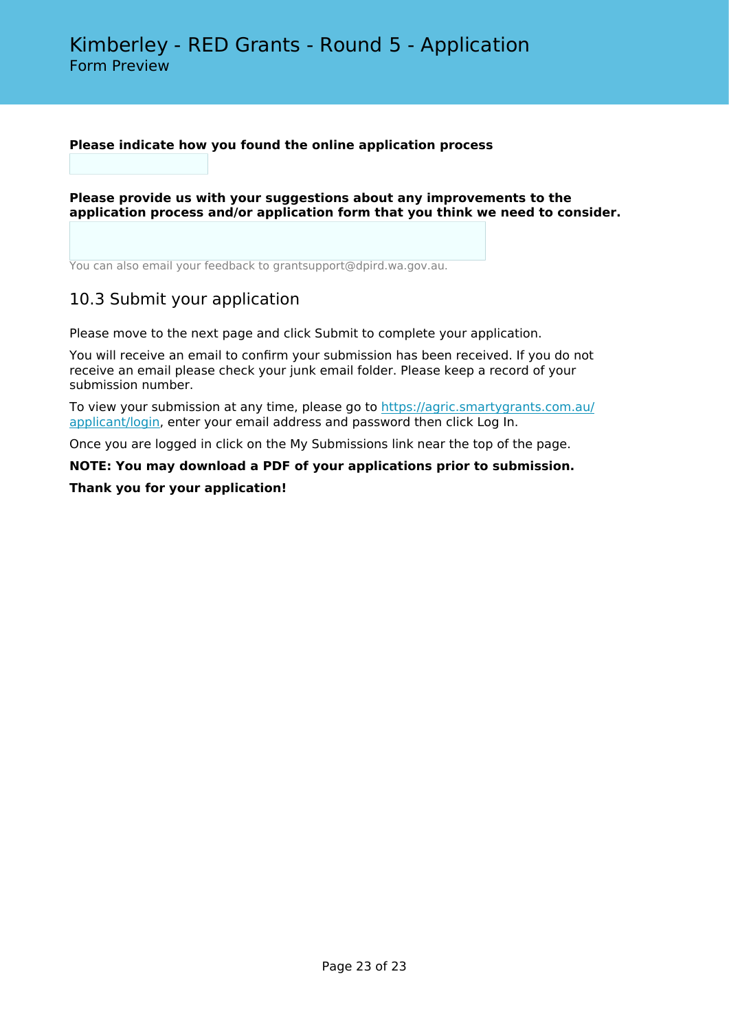**Please indicate how you found the online application process**

**Please provide us with your suggestions about any improvements to the application process and/or application form that you think we need to consider.**

You can also email your feedback to grantsupport@dpird.wa.gov.au.

## 10.3 Submit your application

Please move to the next page and click Submit to complete your application.

You will receive an email to confirm your submission has been received. If you do not receive an email please check your junk email folder. Please keep a record of your submission number.

To view your submission at any time, please go to [https://agric.smartygrants.com.au/applicant/login](https://agric.smartygrants.com.au/applicant/login), enter your email address and password then click Log In.

Once you are logged in click on the My Submissions link near the top of the page.

**NOTE: You may download a PDF of your applications prior to submission.**

**Thank you for your application!**